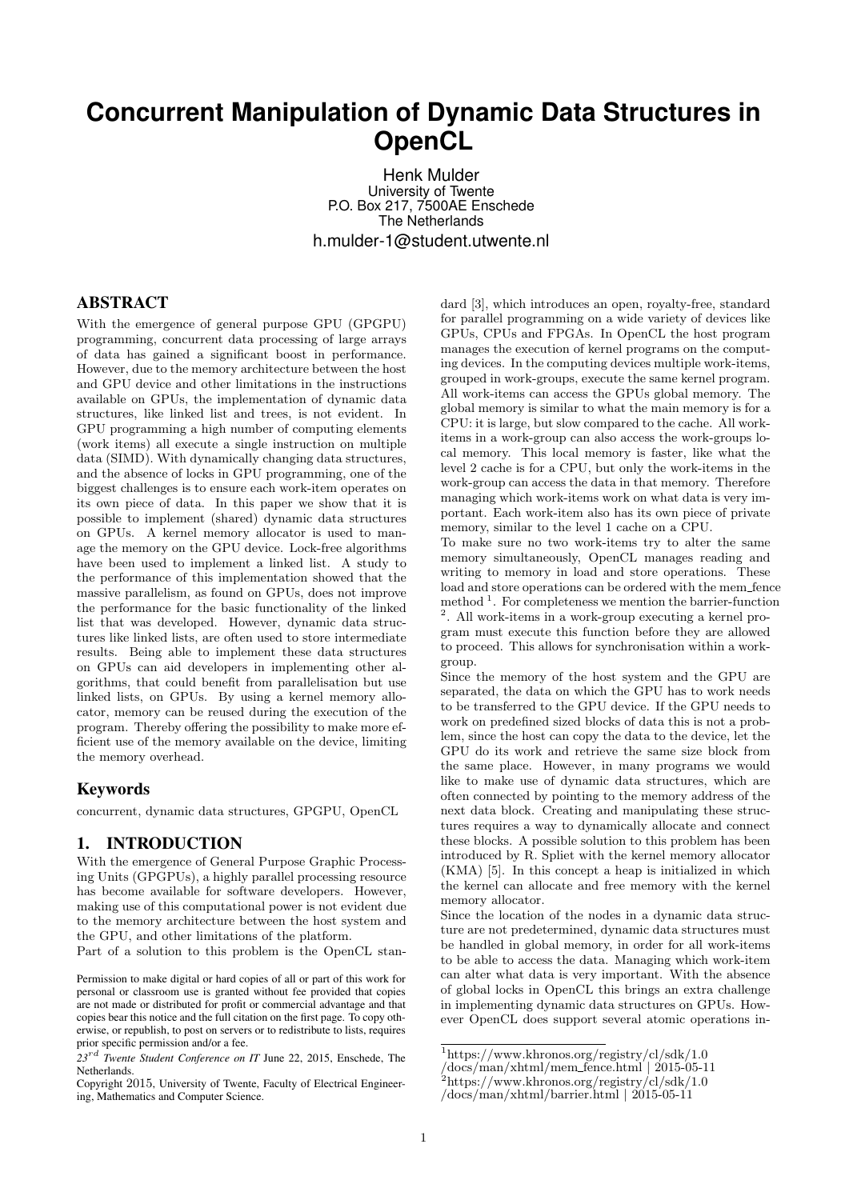# Concurrent Manipulation of Dynamic Data Structures in OpenCL

Henk Mulder
University of Twente
P.O. Box 217, 7500AE Enschede
The Netherlands
h.mulder-1@student.utwente.nl

## ABSTRACT

With the emergence of general purpose GPU (GPGPU) programming, concurrent data processing of large arrays of data has gained a significant boost in performance. However, due to the memory architecture between the host and GPU device and other limitations in the instructions available on GPUs, the implementation of dynamic data structures, like linked list and trees, is not evident. In GPU programming a high number of computing elements (work items) all execute a single instruction on multiple data (SIMD). With dynamically changing data structures, and the absence of locks in GPU programming, one of the biggest challenges is to ensure each work-item operates on its own piece of data. In this paper we show that it is possible to implement (shared) dynamic data structures on GPUs. A kernel memory allocator is used to manage the memory on the GPU device. Lock-free algorithms have been used to implement a linked list. A study to the performance of this implementation showed that the massive parallelism, as found on GPUs, does not improve the performance for the basic functionality of the linked list that was developed. However, dynamic data structures like linked lists, are often used to store intermediate results. Being able to implement these data structures on GPUs can aid developers in implementing other algorithms, that could benefit from parallelisation but use linked lists, on GPUs. By using a kernel memory allocator, memory can be reused during the execution of the program. Thereby offering the possibility to make more efficient use of the memory available on the device, limiting the memory overhead.

### Keywords

concurrent, dynamic data structures, GPGPU, OpenCL

## 1. INTRODUCTION

With the emergence of General Purpose Graphic Processing Units (GPGPUs), a highly parallel processing resource has become available for software developers. However, making use of this computational power is not evident due to the memory architecture between the host system and the GPU, and other limitations of the platform.

Part of a solution to this problem is the OpenCL standard [3], which introduces an open, royalty-free, standard for parallel programming on a wide variety of devices like GPUs, CPUs and FPGAs. In OpenCL the host program manages the execution of kernel programs on the computing devices. In the computing devices multiple work-items, grouped in work-groups, execute the same kernel program. All work-items can access the GPUs global memory. The global memory is similar to what the main memory is for a CPU: it is large, but slow compared to the cache. All work-items in a work-group can also access the work-groups local memory. This local memory is faster, like what the level 2 cache is for a CPU, but only the work-items in the work-group can access the data in that memory. Therefore managing which work-items work on what data is very important. Each work-item also has its own piece of private memory, similar to the level 1 cache on a CPU.

To make sure no two work-items try to alter the same memory simultaneously, OpenCL manages reading and writing to memory in load and store operations. These load and store operations can be ordered with the mem_fence method [1]. For completeness we mention the barrier-function [2]. All work-items in a work-group executing a kernel program must execute this function before they are allowed to proceed. This allows for synchronisation within a work-group.

Since the memory of the host system and the GPU are separated, the data on which the GPU has to work needs to be transferred to the GPU device. If the GPU needs to work on predefined sized blocks of data this is not a problem, since the host can copy the data to the device, let the GPU do its work and retrieve the same size block from the same place. However, in many programs we would like to make use of dynamic data structures, which are often connected by pointing to the memory address of the next data block. Creating and manipulating these structures requires a way to dynamically allocate and connect these blocks. A possible solution to this problem has been introduced by R. Spliet with the kernel memory allocator (KMA) [5]. In this concept a heap is initialized in which the kernel can allocate and free memory with the kernel memory allocator.

Since the location of the nodes in a dynamic data structure are not predetermined, dynamic data structures must be handled in global memory, in order for all work-items to be able to access the data. Managing which work-item can alter what data is very important. With the absence of global locks in OpenCL this brings an extra challenge in implementing dynamic data structures on GPUs. However OpenCL does support several atomic operations in-

Permission to make digital or hard copies of all or part of this work for personal or classroom use is granted without fee provided that copies are not made or distributed for profit or commercial advantage and that copies bear this notice and the full citation on the first page. To copy otherwise, or republish, to post on servers or to redistribute to lists, requires prior specific permission and/or a fee.

*23rd Twente Student Conference on IT* June 22, 2015, Enschede, The Netherlands.

Copyright 2015, University of Twente, Faculty of Electrical Engineering, Mathematics and Computer Science.

[1] https://www.khronos.org/registry/cl/sdk/1.0/docs/man/xhtml/mem_fence.html | 2015-05-11

[2] https://www.khronos.org/registry/cl/sdk/1.0/docs/man/xhtml/barrier.html | 2015-05-11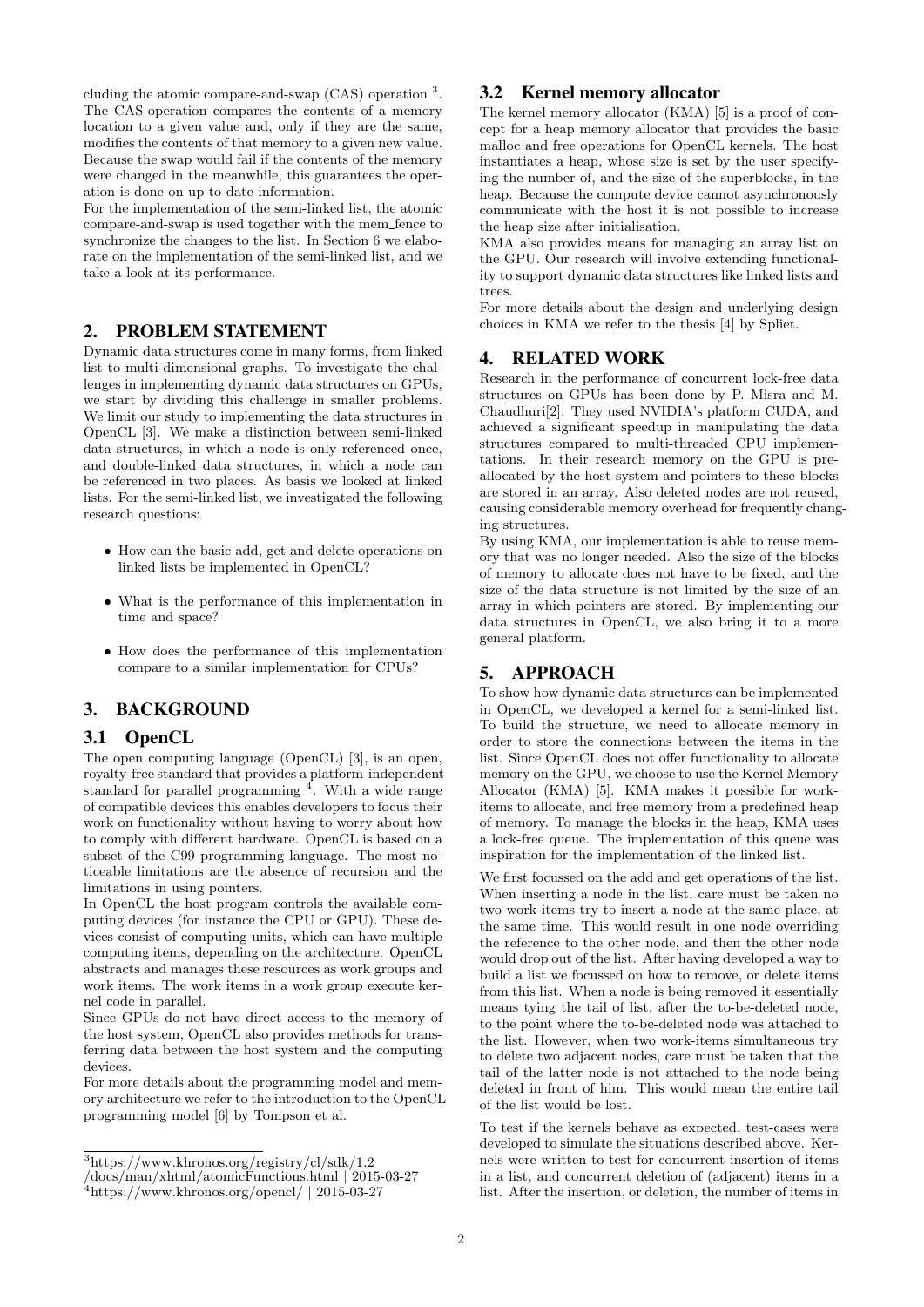cluding the atomic compare-and-swap (CAS) operation [3]. The CAS-operation compares the contents of a memory location to a given value and, only if they are the same, modifies the contents of that memory to a given new value. Because the swap would fail if the contents of the memory were changed in the meanwhile, this guarantees the operation is done on up-to-date information.
For the implementation of the semi-linked list, the atomic compare-and-swap is used together with the mem_fence to synchronize the changes to the list. In Section 6 we elaborate on the implementation of the semi-linked list, and we take a look at its performance.

## 2. PROBLEM STATEMENT

Dynamic data structures come in many forms, from linked list to multi-dimensional graphs. To investigate the challenges in implementing dynamic data structures on GPUs, we start by dividing this challenge in smaller problems. We limit our study to implementing the data structures in OpenCL [3]. We make a distinction between semi-linked data structures, in which a node is only referenced once, and double-linked data structures, in which a node can be referenced in two places. As basis we looked at linked lists. For the semi-linked list, we investigated the following research questions:

- How can the basic add, get and delete operations on linked lists be implemented in OpenCL?
- What is the performance of this implementation in time and space?
- How does the performance of this implementation compare to a similar implementation for CPUs?

## 3. BACKGROUND

### 3.1 OpenCL

The open computing language (OpenCL) [3], is an open, royalty-free standard that provides a platform-independent standard for parallel programming [4]. With a wide range of compatible devices this enables developers to focus their work on functionality without having to worry about how to comply with different hardware. OpenCL is based on a subset of the C99 programming language. The most noticeable limitations are the absence of recursion and the limitations in using pointers.
In OpenCL the host program controls the available computing devices (for instance the CPU or GPU). These devices consist of computing units, which can have multiple computing items, depending on the architecture. OpenCL abstracts and manages these resources as work groups and work items. The work items in a work group execute kernel code in parallel.
Since GPUs do not have direct access to the memory of the host system, OpenCL also provides methods for transferring data between the host system and the computing devices.
For more details about the programming model and memory architecture we refer to the introduction to the OpenCL programming model [6] by Tompson et al.

### 3.2 Kernel memory allocator

The kernel memory allocator (KMA) [5] is a proof of concept for a heap memory allocator that provides the basic malloc and free operations for OpenCL kernels. The host instantiates a heap, whose size is set by the user specifying the number of, and the size of the superblocks, in the heap. Because the compute device cannot asynchronously communicate with the host it is not possible to increase the heap size after initialisation.
KMA also provides means for managing an array list on the GPU. Our research will involve extending functionality to support dynamic data structures like linked lists and trees.
For more details about the design and underlying design choices in KMA we refer to the thesis [4] by Spliet.

## 4. RELATED WORK

Research in the performance of concurrent lock-free data structures on GPUs has been done by P. Misra and M. Chaudhuri[2]. They used NVIDIA's platform CUDA, and achieved a significant speedup in manipulating the data structures compared to multi-threaded CPU implementations. In their research memory on the GPU is preallocated by the host system and pointers to these blocks are stored in an array. Also deleted nodes are not reused, causing considerable memory overhead for frequently changing structures.
By using KMA, our implementation is able to reuse memory that was no longer needed. Also the size of the blocks of memory to allocate does not have to be fixed, and the size of the data structure is not limited by the size of an array in which pointers are stored. By implementing our data structures in OpenCL, we also bring it to a more general platform.

## 5. APPROACH

To show how dynamic data structures can be implemented in OpenCL, we developed a kernel for a semi-linked list. To build the structure, we need to allocate memory in order to store the connections between the items in the list. Since OpenCL does not offer functionality to allocate memory on the GPU, we choose to use the Kernel Memory Allocator (KMA) [5]. KMA makes it possible for work-items to allocate, and free memory from a predefined heap of memory. To manage the blocks in the heap, KMA uses a lock-free queue. The implementation of this queue was inspiration for the implementation of the linked list.

We first focussed on the add and get operations of the list. When inserting a node in the list, care must be taken no two work-items try to insert a node at the same place, at the same time. This would result in one node overriding the reference to the other node, and then the other node would drop out of the list. After having developed a way to build a list we focussed on how to remove, or delete items from this list. When a node is being removed it essentially means tying the tail of list, after the to-be-deleted node, to the point where the to-be-deleted node was attached to the list. However, when two work-items simultaneous try to delete two adjacent nodes, care must be taken that the tail of the latter node is not attached to the node being deleted in front of him. This would mean the entire tail of the list would be lost.

To test if the kernels behave as expected, test-cases were developed to simulate the situations described above. Kernels were written to test for concurrent insertion of items in a list, and concurrent deletion of (adjacent) items in a list. After the insertion, or deletion, the number of items in

[3] https://www.khronos.org/registry/cl/sdk/1.2/docs/man/xhtml/atomicFunctions.html | 2015-03-27
[4] https://www.khronos.org/opencl/ | 2015-03-27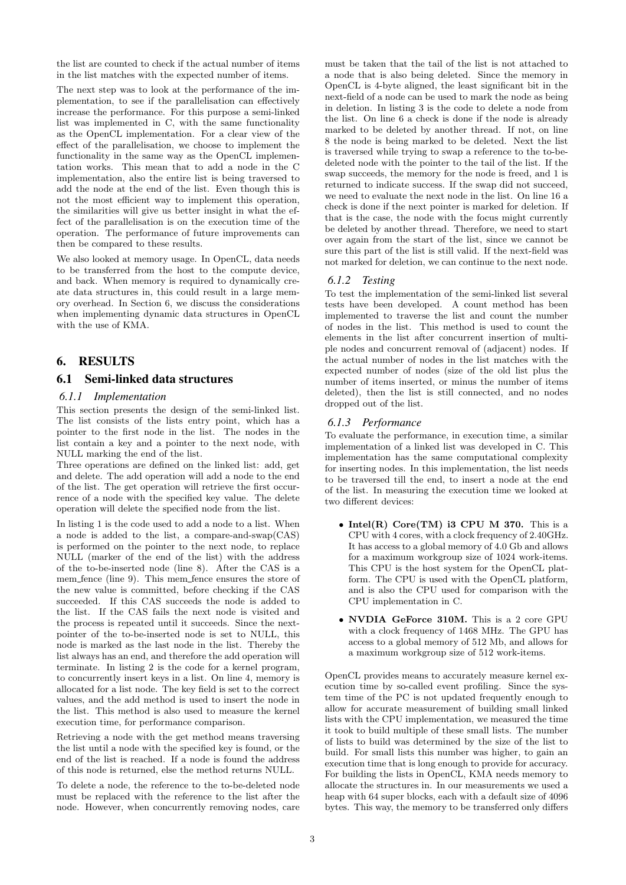the list are counted to check if the actual number of items in the list matches with the expected number of items.

The next step was to look at the performance of the implementation, to see if the parallelisation can effectively increase the performance. For this purpose a semi-linked list was implemented in C, with the same functionality as the OpenCL implementation. For a clear view of the effect of the parallelisation, we choose to implement the functionality in the same way as the OpenCL implementation works. This mean that to add a node in the C implementation, also the entire list is being traversed to add the node at the end of the list. Even though this is not the most efficient way to implement this operation, the similarities will give us better insight in what the effect of the parallelisation is on the execution time of the operation. The performance of future improvements can then be compared to these results.

We also looked at memory usage. In OpenCL, data needs to be transferred from the host to the compute device, and back. When memory is required to dynamically create data structures in, this could result in a large memory overhead. In Section 6, we discuss the considerations when implementing dynamic data structures in OpenCL with the use of KMA.

# 6. RESULTS

## 6.1 Semi-linked data structures

### 6.1.1 Implementation

This section presents the design of the semi-linked list. The list consists of the lists entry point, which has a pointer to the first node in the list. The nodes in the list contain a key and a pointer to the next node, with NULL marking the end of the list.

Three operations are defined on the linked list: add, get and delete. The add operation will add a node to the end of the list. The get operation will retrieve the first occurrence of a node with the specified key value. The delete operation will delete the specified node from the list.

In listing 1 is the code used to add a node to a list. When a node is added to the list, a compare-and-swap(CAS) is performed on the pointer to the next node, to replace NULL (marker of the end of the list) with the address of the to-be-inserted node (line 8). After the CAS is a mem_fence (line 9). This mem_fence ensures the store of the new value is committed, before checking if the CAS succeeded. If this CAS succeeds the node is added to the list. If the CAS fails the next node is visited and the process is repeated until it succeeds. Since the next-pointer of the to-be-inserted node is set to NULL, this node is marked as the last node in the list. Thereby the list always has an end, and therefore the add operation will terminate. In listing 2 is the code for a kernel program, to concurrently insert keys in a list. On line 4, memory is allocated for a list node. The key field is set to the correct values, and the add method is used to insert the node in the list. This method is also used to measure the kernel execution time, for performance comparison.

Retrieving a node with the get method means traversing the list until a node with the specified key is found, or the end of the list is reached. If a node is found the address of this node is returned, else the method returns NULL.

To delete a node, the reference to the to-be-deleted node must be replaced with the reference to the list after the node. However, when concurrently removing nodes, care must be taken that the tail of the list is not attached to a node that is also being deleted. Since the memory in OpenCL is 4-byte aligned, the least significant bit in the next-field of a node can be used to mark the node as being in deletion. In listing 3 is the code to delete a node from the list. On line 6 a check is done if the node is already marked to be deleted by another thread. If not, on line 8 the node is being marked to be deleted. Next the list is traversed while trying to swap a reference to the to-be-deleted node with the pointer to the tail of the list. If the swap succeeds, the memory for the node is freed, and 1 is returned to indicate success. If the swap did not succeed, we need to evaluate the next node in the list. On line 16 a check is done if the next pointer is marked for deletion. If that is the case, the node with the focus might currently be deleted by another thread. Therefore, we need to start over again from the start of the list, since we cannot be sure this part of the list is still valid. If the next-field was not marked for deletion, we can continue to the next node.

### 6.1.2 Testing

To test the implementation of the semi-linked list several tests have been developed. A count method has been implemented to traverse the list and count the number of nodes in the list. This method is used to count the elements in the list after concurrent insertion of multiple nodes and concurrent removal of (adjacent) nodes. If the actual number of nodes in the list matches with the expected number of nodes (size of the old list plus the number of items inserted, or minus the number of items deleted), then the list is still connected, and no nodes dropped out of the list.

### 6.1.3 Performance

To evaluate the performance, in execution time, a similar implementation of a linked list was developed in C. This implementation has the same computational complexity for inserting nodes. In this implementation, the list needs to be traversed till the end, to insert a node at the end of the list. In measuring the execution time we looked at two different devices:

- **Intel(R) Core(TM) i3 CPU M 370.** This is a CPU with 4 cores, with a clock frequency of 2.40GHz. It has access to a global memory of 4.0 Gb and allows for a maximum workgroup size of 1024 work-items. This CPU is the host system for the OpenCL platform. The CPU is used with the OpenCL platform, and is also the CPU used for comparison with the CPU implementation in C.
- **NVDIA GeForce 310M.** This is a 2 core GPU with a clock frequency of 1468 MHz. The GPU has access to a global memory of 512 Mb, and allows for a maximum workgroup size of 512 work-items.

OpenCL provides means to accurately measure kernel execution time by so-called event profiling. Since the system time of the PC is not updated frequently enough to allow for accurate measurement of building small linked lists with the CPU implementation, we measured the time it took to build multiple of these small lists. The number of lists to build was determined by the size of the list to build. For small lists this number was higher, to gain an execution time that is long enough to provide for accuracy. For building the lists in OpenCL, KMA needs memory to allocate the structures in. In our measurements we used a heap with 64 super blocks, each with a default size of 4096 bytes. This way, the memory to be transferred only differs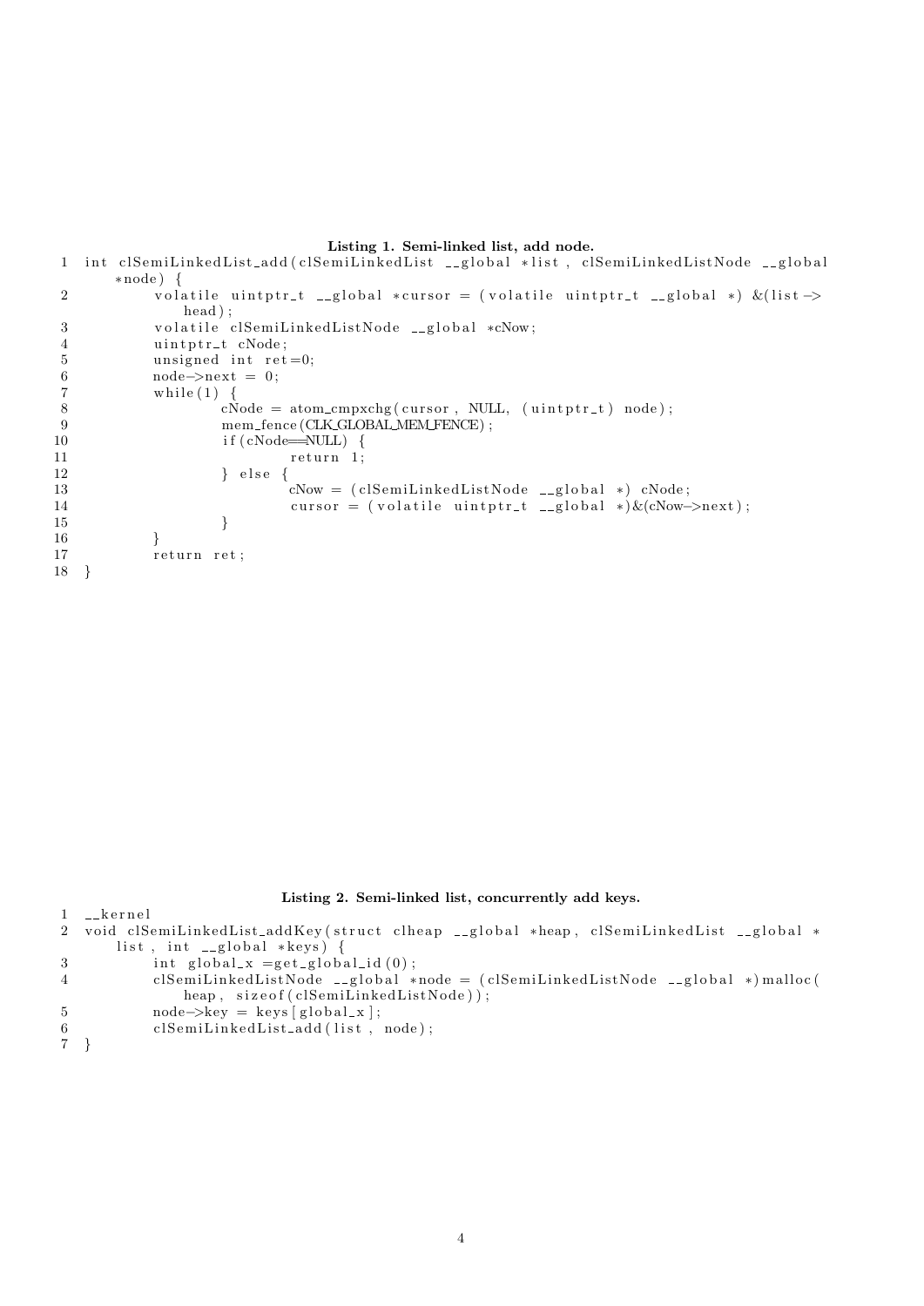**Listing 1. Semi-linked list, add node.**

```
1  int clSemiLinkedList_add(clSemiLinkedList __global *list, clSemiLinkedListNode __global
       *node) {
2          volatile uintptr_t __global *cursor = (volatile uintptr_t __global *) &(list->
               head);
3          volatile clSemiLinkedListNode __global *cNow;
4          uintptr_t cNode;
5          unsigned int ret=0;
6          node->next = 0;
7          while(1) {
8                  cNode = atom_cmpxchg(cursor, NULL, (uintptr_t) node);
9                  mem_fence(CLK_GLOBAL_MEM_FENCE);
10                 if(cNode==NULL) {
11                         return 1;
12                 } else {
13                         cNow = (clSemiLinkedListNode __global *) cNode;
14                         cursor = (volatile uintptr_t __global *)&(cNow->next);
15                 }
16         }
17         return ret;
18 }
```

**Listing 2. Semi-linked list, concurrently add keys.**

```
1  __kernel
2  void clSemiLinkedList_addKey(struct clheap __global *heap, clSemiLinkedList __global *
       list, int __global *keys) {
3          int global_x =get_global_id(0);
4          clSemiLinkedListNode __global *node = (clSemiLinkedListNode __global *)malloc(
               heap, sizeof(clSemiLinkedListNode));
5          node->key = keys[global_x];
6          clSemiLinkedList_add(list, node);
7  }
```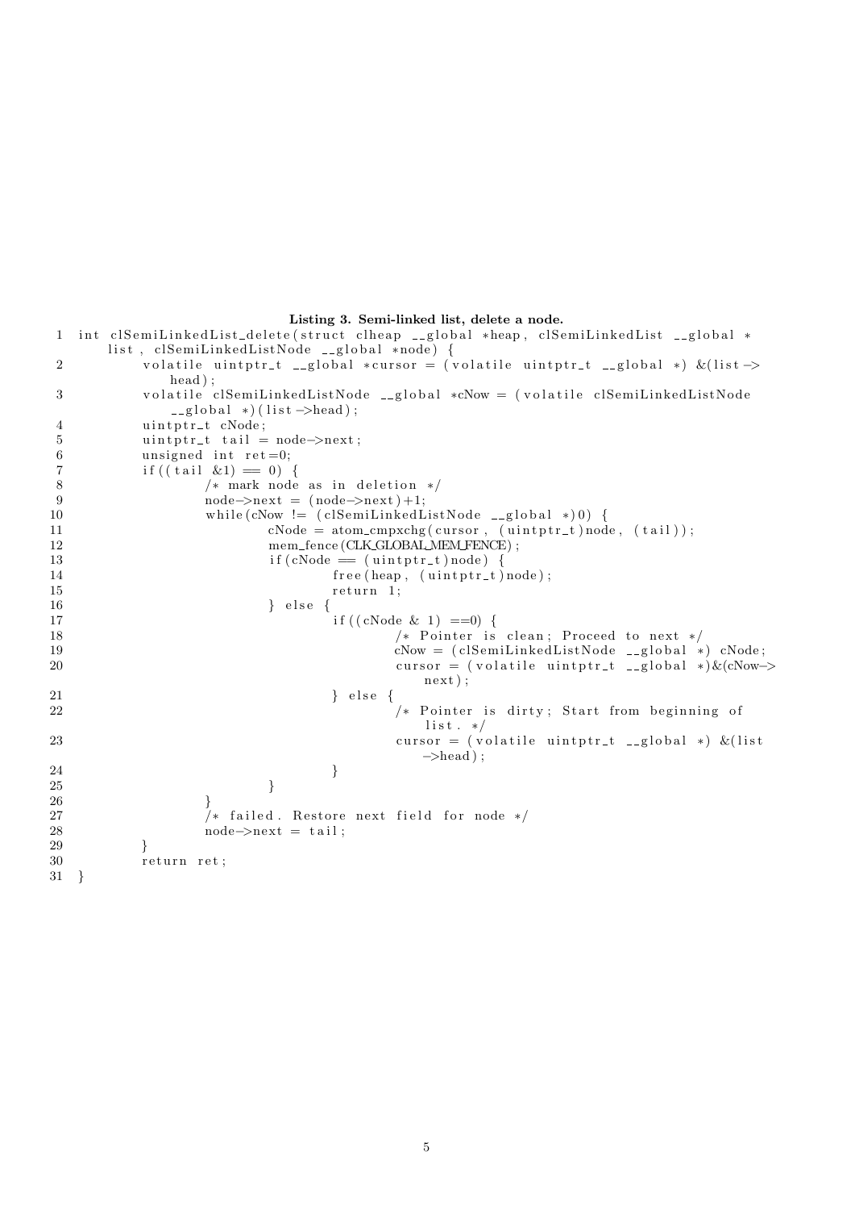**Listing 3. Semi-linked list, delete a node.**

```
int clSemiLinkedList_delete(struct clheap __global *heap, clSemiLinkedList __global *list, clSemiLinkedListNode __global *node) {
        volatile uintptr_t __global *cursor = (volatile uintptr_t __global *) &(list->head);
        volatile clSemiLinkedListNode __global *cNow = (volatile clSemiLinkedListNode __global *)(list->head);
        uintptr_t cNode;
        uintptr_t tail = node->next;
        unsigned int ret=0;
        if((tail &1) == 0) {
                /* mark node as in deletion */
                node->next = (node->next)+1;
                while(cNow != (clSemiLinkedListNode __global *)0) {
                        cNode = atom_cmpxchg(cursor, (uintptr_t)node, (tail));
                        mem_fence(CLK_GLOBAL_MEM_FENCE);
                        if(cNode == (uintptr_t)node) {
                                free(heap, (uintptr_t)node);
                                return 1;
                        } else {
                                if((cNode & 1) ==0) {
                                        /* Pointer is clean; Proceed to next */
                                        cNow = (clSemiLinkedListNode __global *) cNode;
                                        cursor = (volatile uintptr_t __global *)&(cNow->next);
                                } else {
                                        /* Pointer is dirty; Start from beginning of list. */
                                        cursor = (volatile uintptr_t __global *) &(list->head);
                                }
                        }
                }
                /* failed. Restore next field for node */
                node->next = tail;
        }
        return ret;
}
```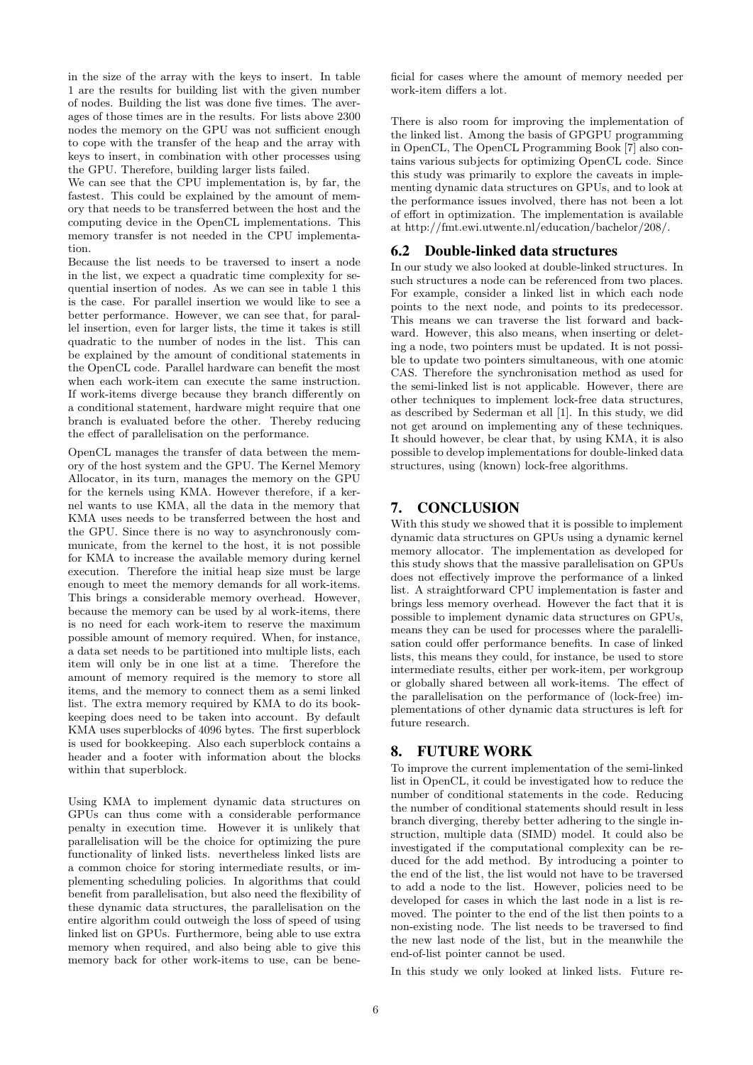in the size of the array with the keys to insert. In table 1 are the results for building list with the given number of nodes. Building the list was done five times. The averages of those times are in the results. For lists above 2300 nodes the memory on the GPU was not sufficient enough to cope with the transfer of the heap and the array with keys to insert, in combination with other processes using the GPU. Therefore, building larger lists failed.

We can see that the CPU implementation is, by far, the fastest. This could be explained by the amount of memory that needs to be transferred between the host and the computing device in the OpenCL implementations. This memory transfer is not needed in the CPU implementation.

Because the list needs to be traversed to insert a node in the list, we expect a quadratic time complexity for sequential insertion of nodes. As we can see in table 1 this is the case. For parallel insertion we would like to see a better performance. However, we can see that, for parallel insertion, even for larger lists, the time it takes is still quadratic to the number of nodes in the list. This can be explained by the amount of conditional statements in the OpenCL code. Parallel hardware can benefit the most when each work-item can execute the same instruction. If work-items diverge because they branch differently on a conditional statement, hardware might require that one branch is evaluated before the other. Thereby reducing the effect of parallelisation on the performance.

OpenCL manages the transfer of data between the memory of the host system and the GPU. The Kernel Memory Allocator, in its turn, manages the memory on the GPU for the kernels using KMA. However therefore, if a kernel wants to use KMA, all the data in the memory that KMA uses needs to be transferred between the host and the GPU. Since there is no way to asynchronously communicate, from the kernel to the host, it is not possible for KMA to increase the available memory during kernel execution. Therefore the initial heap size must be large enough to meet the memory demands for all work-items. This brings a considerable memory overhead. However, because the memory can be used by al work-items, there is no need for each work-item to reserve the maximum possible amount of memory required. When, for instance, a data set needs to be partitioned into multiple lists, each item will only be in one list at a time. Therefore the amount of memory required is the memory to store all items, and the memory to connect them as a semi linked list. The extra memory required by KMA to do its bookkeeping does need to be taken into account. By default KMA uses superblocks of 4096 bytes. The first superblock is used for bookkeeping. Also each superblock contains a header and a footer with information about the blocks within that superblock.

Using KMA to implement dynamic data structures on GPUs can thus come with a considerable performance penalty in execution time. However it is unlikely that parallelisation will be the choice for optimizing the pure functionality of linked lists. nevertheless linked lists are a common choice for storing intermediate results, or implementing scheduling policies. In algorithms that could benefit from parallelisation, but also need the flexibility of these dynamic data structures, the parallelisation on the entire algorithm could outweigh the loss of speed of using linked list on GPUs. Furthermore, being able to use extra memory when required, and also being able to give this memory back for other work-items to use, can be beneficial for cases where the amount of memory needed per work-item differs a lot.

There is also room for improving the implementation of the linked list. Among the basis of GPGPU programming in OpenCL, The OpenCL Programming Book [7] also contains various subjects for optimizing OpenCL code. Since this study was primarily to explore the caveats in implementing dynamic data structures on GPUs, and to look at the performance issues involved, there has not been a lot of effort in optimization. The implementation is available at http://fmt.ewi.utwente.nl/education/bachelor/208/.

## 6.2 Double-linked data structures

In our study we also looked at double-linked structures. In such structures a node can be referenced from two places. For example, consider a linked list in which each node points to the next node, and points to its predecessor. This means we can traverse the list forward and backward. However, this also means, when inserting or deleting a node, two pointers must be updated. It is not possible to update two pointers simultaneous, with one atomic CAS. Therefore the synchronisation method as used for the semi-linked list is not applicable. However, there are other techniques to implement lock-free data structures, as described by Sederman et all [1]. In this study, we did not get around on implementing any of these techniques. It should however, be clear that, by using KMA, it is also possible to develop implementations for double-linked data structures, using (known) lock-free algorithms.

# 7. CONCLUSION

With this study we showed that it is possible to implement dynamic data structures on GPUs using a dynamic kernel memory allocator. The implementation as developed for this study shows that the massive parallelisation on GPUs does not effectively improve the performance of a linked list. A straightforward CPU implementation is faster and brings less memory overhead. However the fact that it is possible to implement dynamic data structures on GPUs, means they can be used for processes where the paralellisation could offer performance benefits. In case of linked lists, this means they could, for instance, be used to store intermediate results, either per work-item, per workgroup or globally shared between all work-items. The effect of the parallelisation on the performance of (lock-free) implementations of other dynamic data structures is left for future research.

# 8. FUTURE WORK

To improve the current implementation of the semi-linked list in OpenCL, it could be investigated how to reduce the number of conditional statements in the code. Reducing the number of conditional statements should result in less branch diverging, thereby better adhering to the single instruction, multiple data (SIMD) model. It could also be investigated if the computational complexity can be reduced for the add method. By introducing a pointer to the end of the list, the list would not have to be traversed to add a node to the list. However, policies need to be developed for cases in which the last node in a list is removed. The pointer to the end of the list then points to a non-existing node. The list needs to be traversed to find the new last node of the list, but in the meanwhile the end-of-list pointer cannot be used.

In this study we only looked at linked lists. Future re-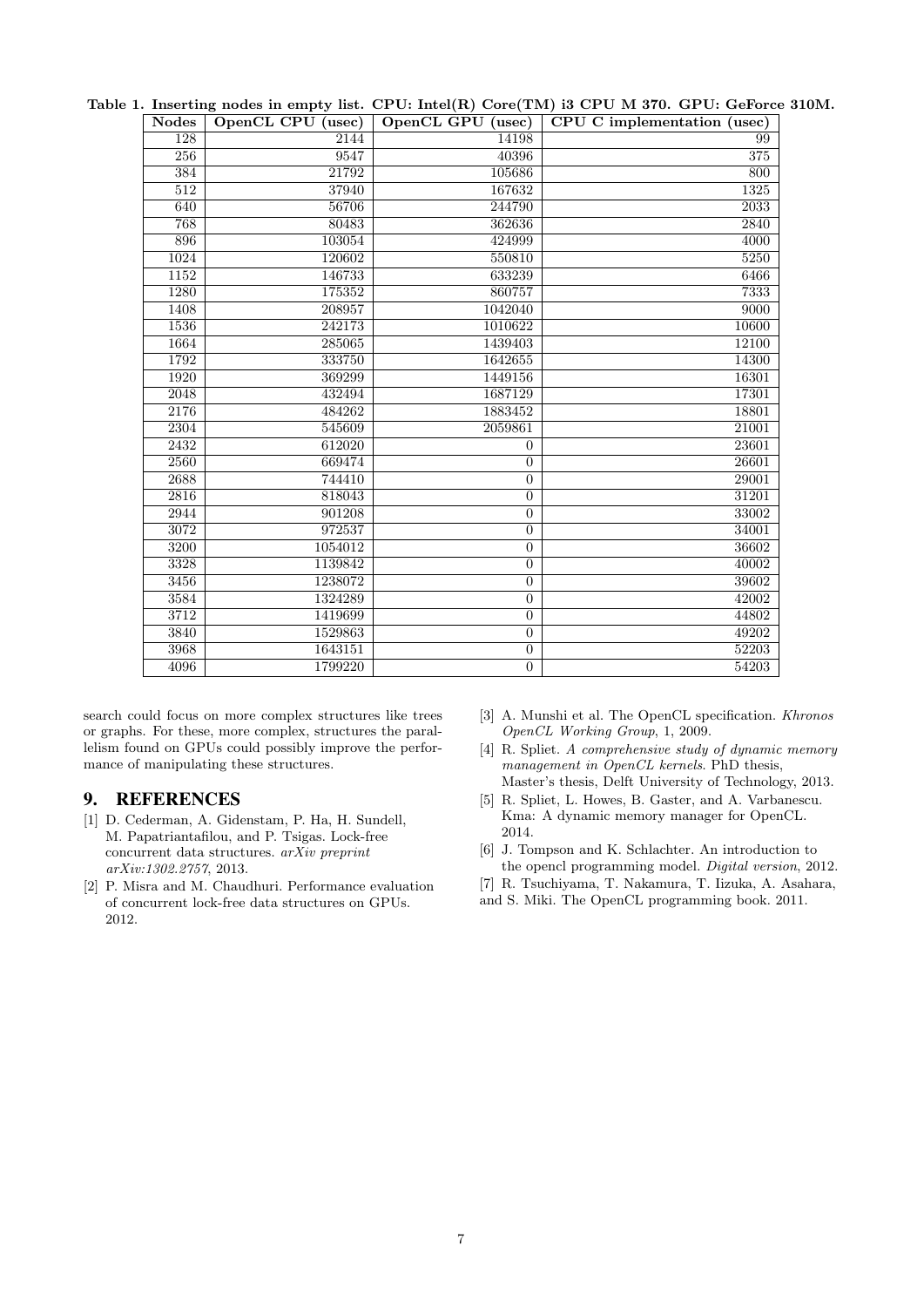**Table 1. Inserting nodes in empty list. CPU: Intel(R) Core(TM) i3 CPU M 370. GPU: GeForce 310M.**

| Nodes | OpenCL CPU (usec) | OpenCL GPU (usec) | CPU C implementation (usec) |
|---|---|---|---|
| 128 | 2144 | 14198 | 99 |
| 256 | 9547 | 40396 | 375 |
| 384 | 21792 | 105686 | 800 |
| 512 | 37940 | 167632 | 1325 |
| 640 | 56706 | 244790 | 2033 |
| 768 | 80483 | 362636 | 2840 |
| 896 | 103054 | 424999 | 4000 |
| 1024 | 120602 | 550810 | 5250 |
| 1152 | 146733 | 633239 | 6466 |
| 1280 | 175352 | 860757 | 7333 |
| 1408 | 208957 | 1042040 | 9000 |
| 1536 | 242173 | 1010622 | 10600 |
| 1664 | 285065 | 1439403 | 12100 |
| 1792 | 333750 | 1642655 | 14300 |
| 1920 | 369299 | 1449156 | 16301 |
| 2048 | 432494 | 1687129 | 17301 |
| 2176 | 484262 | 1883452 | 18801 |
| 2304 | 545609 | 2059861 | 21001 |
| 2432 | 612020 | 0 | 23601 |
| 2560 | 669474 | 0 | 26601 |
| 2688 | 744410 | 0 | 29001 |
| 2816 | 818043 | 0 | 31201 |
| 2944 | 901208 | 0 | 33002 |
| 3072 | 972537 | 0 | 34001 |
| 3200 | 1054012 | 0 | 36602 |
| 3328 | 1139842 | 0 | 40002 |
| 3456 | 1238072 | 0 | 39602 |
| 3584 | 1324289 | 0 | 42002 |
| 3712 | 1419699 | 0 | 44802 |
| 3840 | 1529863 | 0 | 49202 |
| 3968 | 1643151 | 0 | 52203 |
| 4096 | 1799220 | 0 | 54203 |

search could focus on more complex structures like trees or graphs. For these, more complex, structures the parallelism found on GPUs could possibly improve the performance of manipulating these structures.

## 9. REFERENCES

[1] D. Cederman, A. Gidenstam, P. Ha, H. Sundell, M. Papatriantafilou, and P. Tsigas. Lock-free concurrent data structures. *arXiv preprint arXiv:1302.2757*, 2013.

[2] P. Misra and M. Chaudhuri. Performance evaluation of concurrent lock-free data structures on GPUs. 2012.

[3] A. Munshi et al. The OpenCL specification. *Khronos OpenCL Working Group*, 1, 2009.

[4] R. Spliet. *A comprehensive study of dynamic memory management in OpenCL kernels*. PhD thesis, Master's thesis, Delft University of Technology, 2013.

[5] R. Spliet, L. Howes, B. Gaster, and A. Varbanescu. Kma: A dynamic memory manager for OpenCL. 2014.

[6] J. Tompson and K. Schlachter. An introduction to the opencl programming model. *Digital version*, 2012.

[7] R. Tsuchiyama, T. Nakamura, T. Iizuka, A. Asahara, and S. Miki. The OpenCL programming book. 2011.